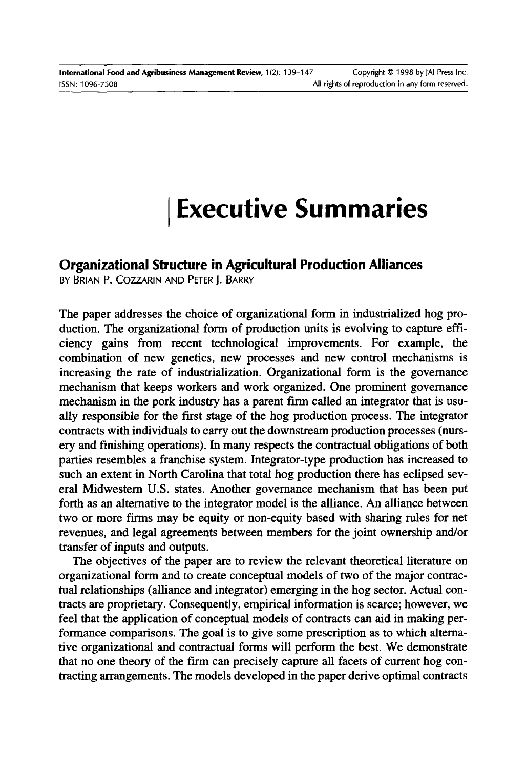# Executive Summaries

## Organizational Structure in Agricultural Production Alliances

BY BRIAN P. COZZARIN AND PETER J. BARRY

The paper addresses the choice of organizational form in industrialized hog production. The organizational form of production units is evolving to capture efficiency gains from recent technological improvements. For example, the combination of new genetics, new processes and new control mechanisms is increasing the rate of industrialization. Organizational form is the governance mechanism that keeps workers and work organized. One prominent governance mechanism in the pork industry has a parent firm called an integrator that is usually responsible for the first stage of the hog production process. The integrator contracts with individuals to carry out the downstream production processes (nursery and finishing operations). In many respects the contractual obligations of both parties resembles a franchise system. Integrator-type production has increased to such an extent in North Carolina that total hog production there has eclipsed several Midwestern U.S. states. Another governance mechanism that has been put forth as an alternative to the integrator model is the alliance. An alliance between two or more firms may be equity or non-equity based with sharing rules for net revenues, and legal agreements between members for the joint ownership and/or transfer of inputs and outputs.

The objectives of the paper are to review the relevant theoretical literature on organizational form and to create conceptual models of two of the major contractual relationships (alliance and integrator) emerging in the hog sector. Actual contracts are proprietary. Consequently, empirical information is scarce; however, we feel that the application of conceptual models of contracts can aid in making performance comparisons. The goal is to give some prescription as to which alternative organizational and contractual forms will perform the best. We demonstrate that no one theory of the firm can precisely capture all facets of current hog contracting arrangements. The models developed in the paper derive optimal contracts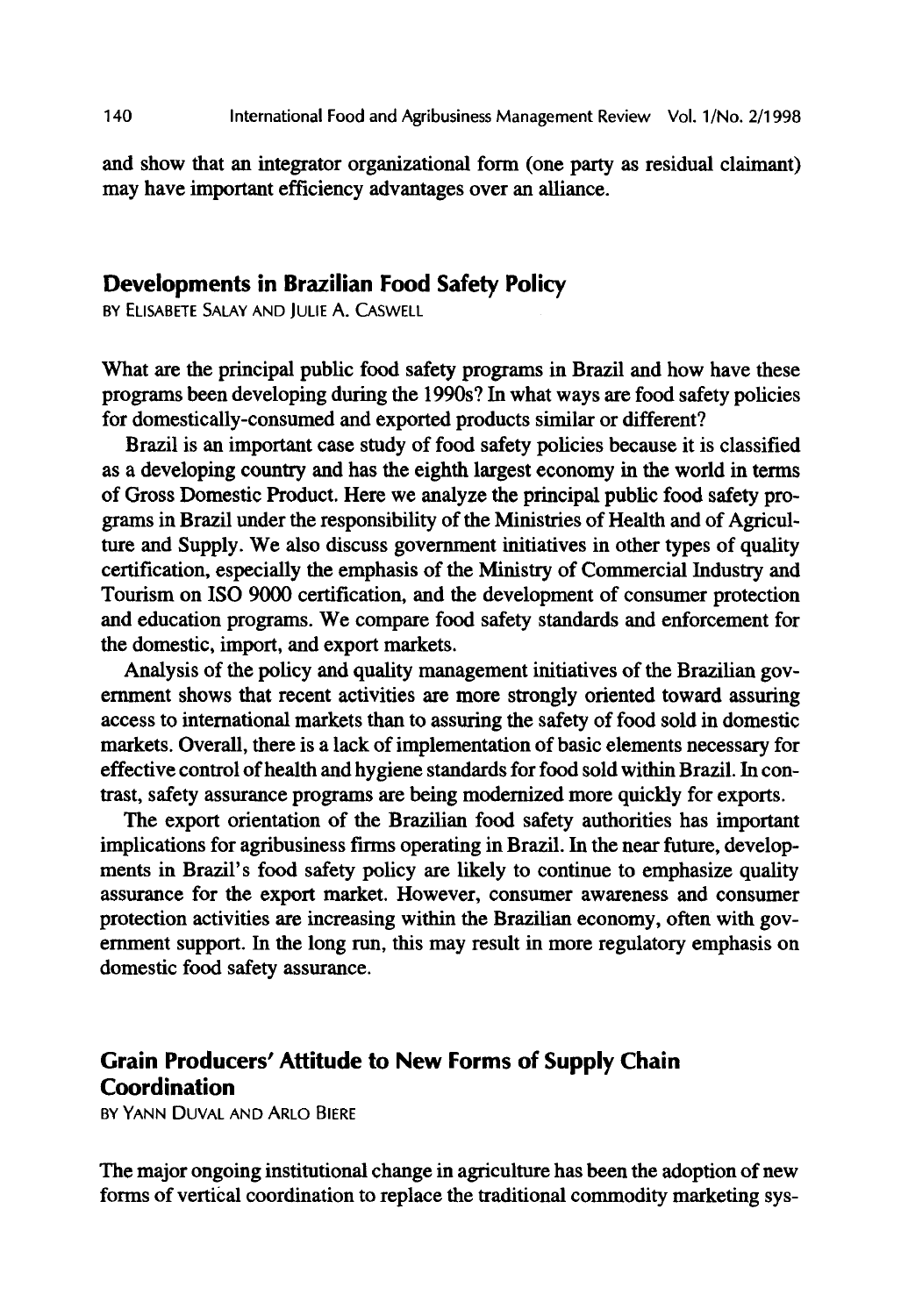and show that an integrator organizational form (one party as residual claimant) may have important efficiency advantages over an alliance.

## Developments in Brazilian Food Safety Policy

BY ELISABETE SALAY AND JULIE A. CASWELL

What are the principal public food safety programs in Brazil and how have these programs been developing during the 1990s? In what ways are food safety policies for domestically-consumed and exported products similar or different?

Brazil is an important case study of food safety policies because it is classified as a developing country and has the eighth largest economy in the world in terms of Gross Domestic Product. Here we analyze the principal public food safety programs in Brazil under the responsibility of the Ministries of Health and of Agriculture and Supply. We also discuss government initiatives in other types of quality certification, especially the emphasis of the Ministry of Commercial Industry and Tourism on ISO 9000 certification, and the development of consumer protection and education programs. We compare food safety standards and enforcement for the domestic, import, and export markets.

Analysis of the policy and quality management initiatives of the Brazilian government shows that recent activities are more strongly oriented toward assuring access to international markets than to assuring the safety of food sold in domestic markets. Overall, there is a lack of implementation of basic elements necessary for effective control of health and hygiene standards for food sold within Brazil. In contrast, safety assurance programs are being modernized more quickly for exports.

The export orientation of the Brazilian food safety authorities has important implications for agribusiness firms operating in Brazil. In the near future, developments in Brazil's food safety policy are likely to continue to emphasize quality assurance for the export market. However, consumer awareness and consumer protection activities are increasing within the Brazilian economy, often with government support. In the long run, this may result in more regulatory emphasis on domestic food safety assurance.

## Grain Producers' Attitude to New Forms of Supply Chain Coordination

BY YANN DUVAL AND ARLO BIERE

The major ongoing institutional change in agriculture has been the adoption of new forms of vertical coordination to replace the traditional commodity marketing sys-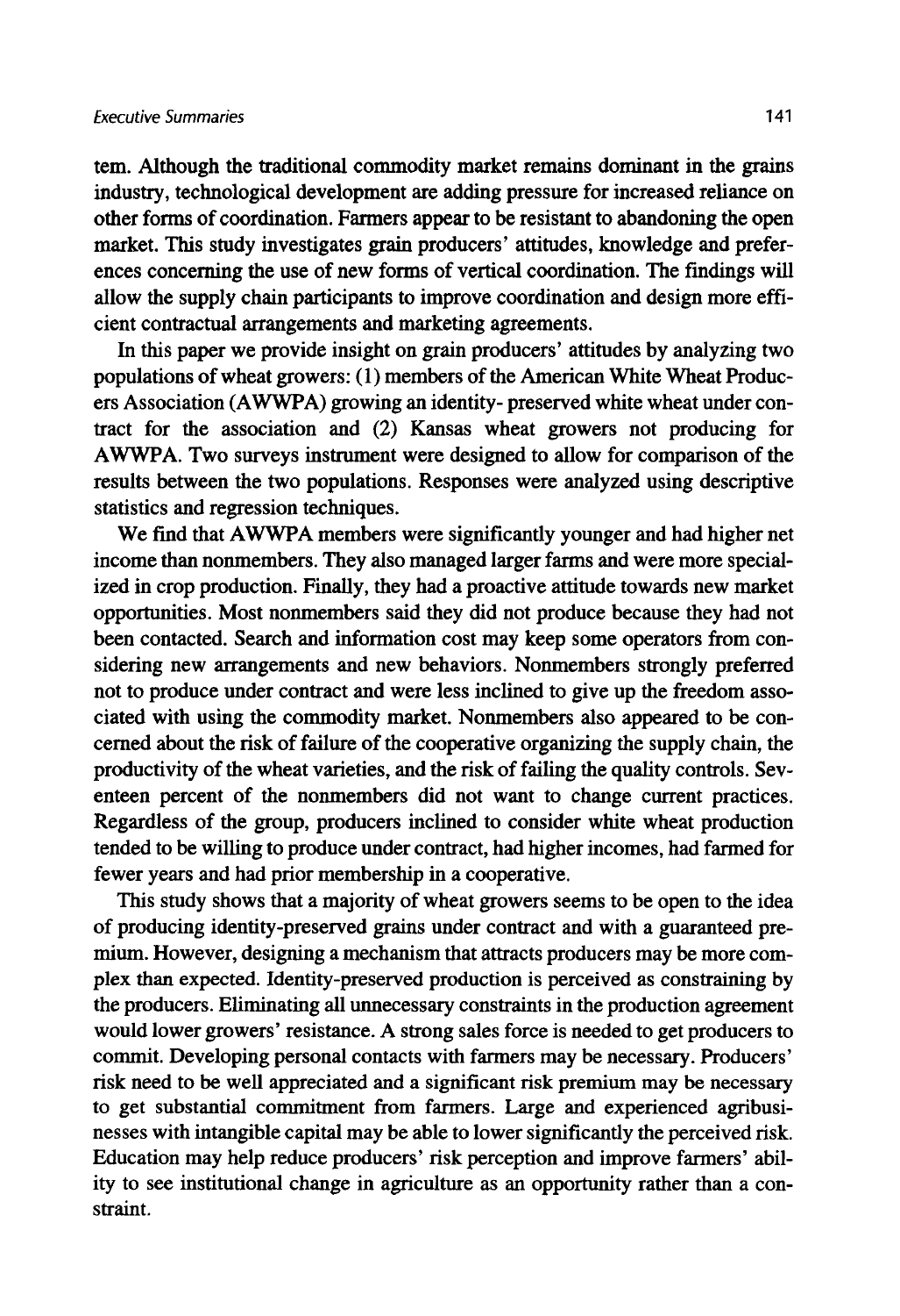tem. Although the traditional commodity market remains dominant in the grains industry, technological development are adding pressure for increased reliance on other forms of coordination. Farmers appear to be resistant to abandoning the open market. This study investigates grain producers' attitudes, knowledge and preferences concerning the use of new forms of vertical coordination. The findings will allow the supply chain participants to improve coordination and design more efficient contractual arrangements and marketing agreements.

In this paper we provide insight on grain producers' attitudes by analyzing two populations of wheat growers: (1) members of the American White Wheat Producers Association (AWWPA) growing an identity- preserved white wheat under contract for the association and (2) Kansas wheat growers not producing for AWWPA. Two surveys instrument were designed to allow for comparison of the results between the two populations. Responses were analyzed using descriptive statistics and regression techniques.

We find that AWWPA members were significantly younger and had higher net income than nonmembers. They also managed larger farms and were more specialized in crop production. Finally, they had a proactive attitude towards new market opportunities. Most nonmembers said they did not produce because they had not been contacted. Search and information cost may keep some operators from considering new arrangements and new behaviors. Nonmembers strongly preferred not to produce under contract and were less inclined to give up the freedom associated with using the commodity market. Nonmembers also appeared to be concerned about the risk of failure of the cooperative organizing the supply chain, the productivity of the wheat varieties, and the risk of failing the quality controls. Seventeen percent of the nonmembers did not want to change current practices. Regardless of the group, producers inclined to consider white wheat production tended to be willing to produce under contract, had higher incomes, had farmed for fewer years and had prior membership in a cooperative.

This study shows that a majority of wheat growers seems to be open to the idea of producing identity-preserved grains under contract and with a guaranteed premium. However, designing a mechanism that attracts producers may be more complex than expected. Identity-preserved production is perceived as constraining by the producers. Eliminating all unnecessary constraints in the production agreement would lower growers' resistance. A strong sales force is needed to get producers to commit. Developing personal contacts with farmers may be necessary. Producers' risk need to be well appreciated and a significant risk premium may be necessary to get substantial commitment from farmers. Large and experienced agribusinesses with intangible capital may be able to lower significantly the perceived risk. Education may help reduce producers' risk perception and improve farmers' ability to see institutional change in agriculture as an opportunity rather than a constraint.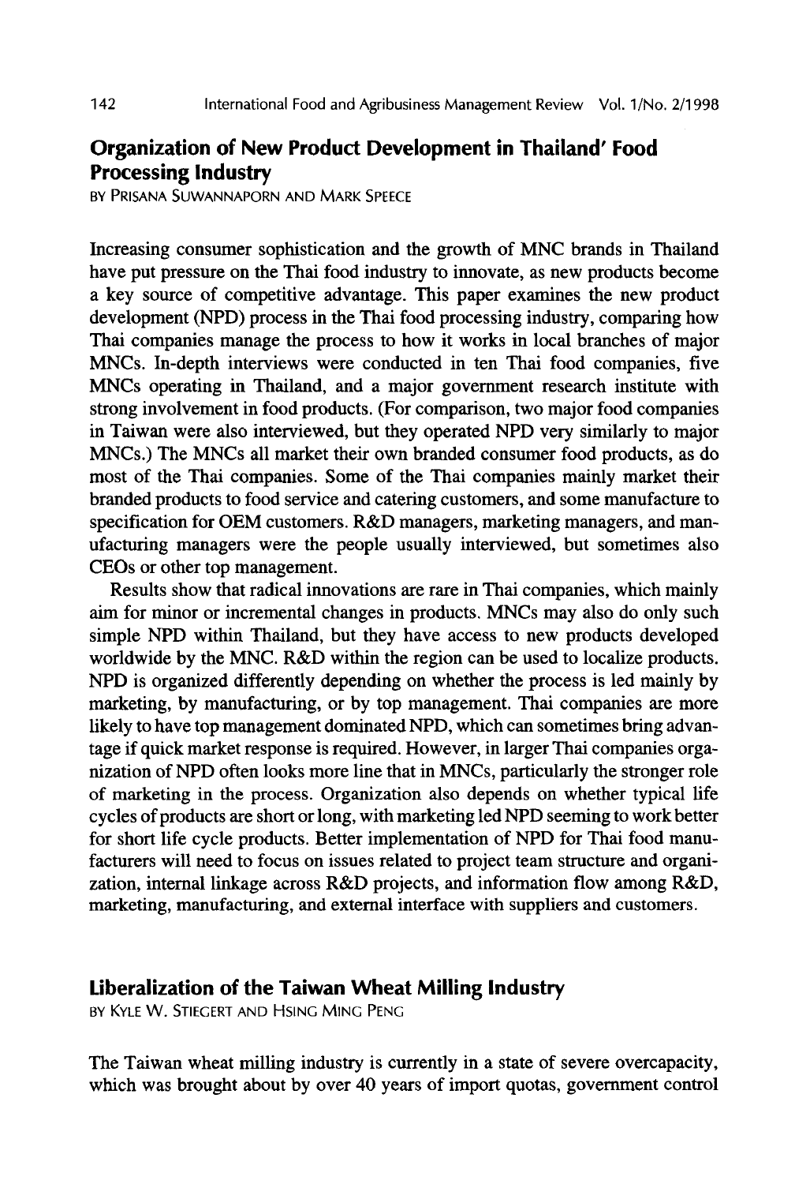## Organization of New Product Development in Thailand' Food Processing Industry

BY PRISANA SUWANNAPORN AND MARK SPEECE

Increasing consumer sophistication and the growth of MNC brands in Thailand have put pressure on the Thai food industry to innovate, as new products become a key source of competitive advantage. This paper examines the new product development (NPD) process in the Thai food processing industry, comparing how Thai companies manage the process to how it works in local branches of major MNCs. In-depth interviews were conducted in ten Thai food companies, five MNCs operating in Thailand, and a major government research institute with strong involvement in food products. (For comparison, two major food companies in Taiwan were also interviewed, but they operated NPD very similarly to major MNCs.) The MNCs all market their own branded consumer food products, as do most of the Thai companies. Some of the Thai companies mainly market their branded products to food service and catering customers, and some manufacture to specification for OEM customers. R&D managers, marketing managers, and manufacturing managers were the people usually interviewed, but sometimes also CEOs or other top management.

Results show that radical innovations are rare in Thai companies, which mainly aim for minor or incremental changes in products. MNCs may also do only such simple NPD within Thailand, but they have access to new products developed worldwide by the MNC. R&D within the region can be used to localize products. NPD is organized differently depending on whether the process is led mainly by marketing, by manufacturing, or by top management. Thai companies are more likely to have top management dominated NPD, which can sometimes bring advantage if quick market response is required. However, in larger Thai companies organization of NPD often looks more line that in MNCs, particularly the stronger role of marketing in the process. Organization also depends on whether typical life cycles of products are short or long, with marketing led NPD seeming to work better for short life cycle products. Better implementation of NPD for Thai food manufacturers will need to focus on issues related to project team structure and organization, internal linkage across R&D projects, and information flow among R&D, marketing, manufacturing, and external interface with suppliers and customers.

## Liberalization of the Taiwan Wheat Milling Industry

BY KYLE W. STIEGERT AND HSING MING PENG

The Taiwan wheat milling industry is currently in a state of severe overcapacity, which was brought about by over 40 years of import quotas, government control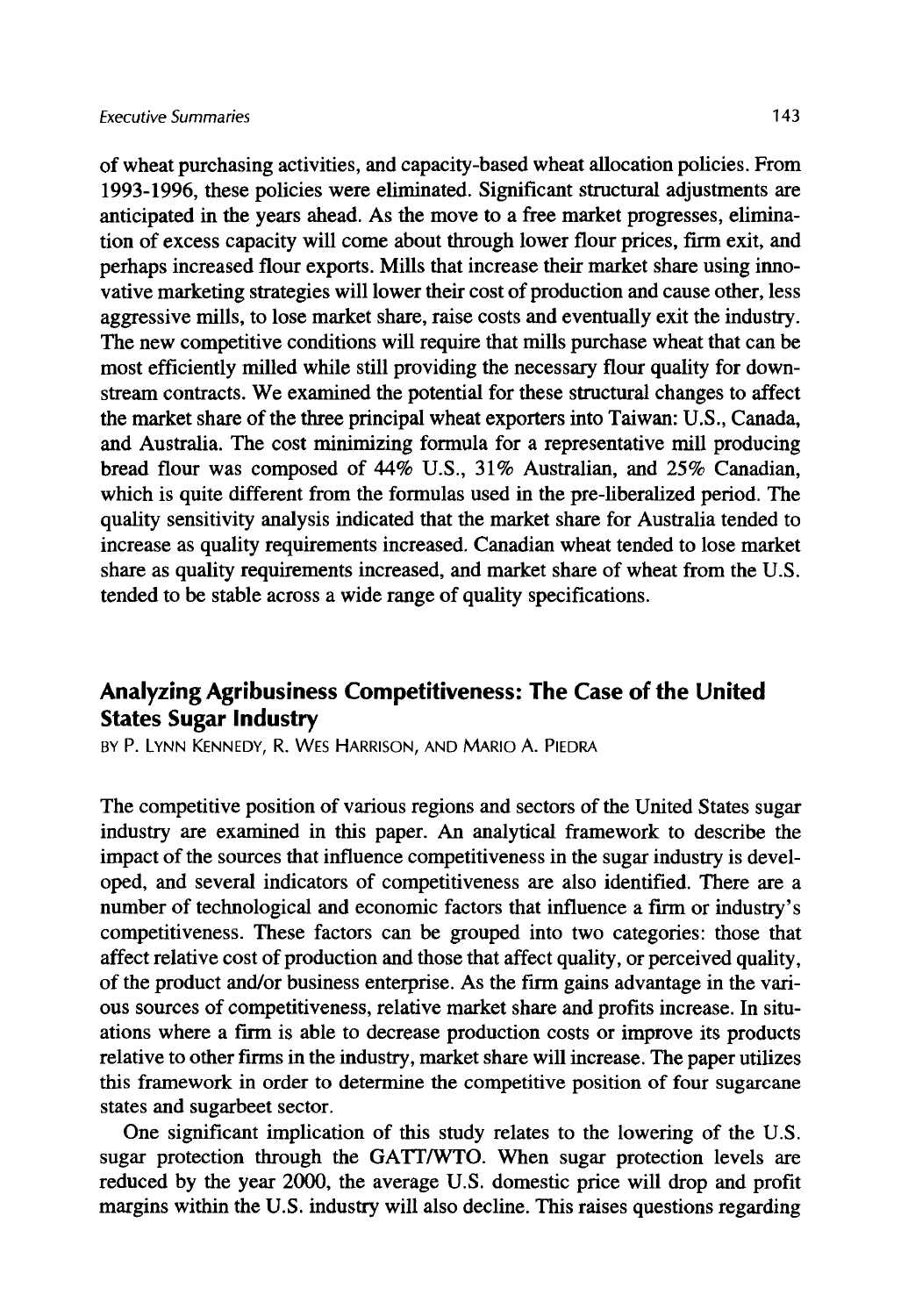of wheat purchasing activities, and capacity-based wheat allocation policies. From 1993-1996, these policies were eliminated. Significant structural adjustments are anticipated in the years ahead. As the move to a free market progresses, elimination of excess capacity will come about through lower flour prices, firm exit, and perhaps increased flour exports. Mills that increase their market share using innovative marketing strategies will lower their cost of production and cause other, less aggressive mills, to lose market share, raise costs and eventually exit the industry. The new competitive conditions will require that mills purchase wheat that can be most efficiently milled while still providing the necessary flour quality for downstream contracts. We examined the potential for these structural changes to affect the market share of the three principal wheat exporters into Taiwan: U.S., Canada, and Australia. The cost minimizing formula for a representative mill producing bread flour was composed of 44% U.S., 31% Australian, and 25% Canadian, which is quite different from the formulas used in the pre-liberalized period. The quality sensitivity analysis indicated that the market share for Australia tended to increase as quality requirements increased. Canadian wheat tended to lose market share as quality requirements increased, and market share of wheat from the U.S. tended to be stable across a wide range of quality specifications.

## Analyzing Agribusiness Competitiveness: The Case of the United States Sugar Industry

BY P. LYNN KENNEDY, R. WES HARRISON, AND MARIO A. PIEDRA

The competitive position of various regions and sectors of the United States sugar industry are examined in this paper. An analytical framework to describe the impact of the sources that influence competitiveness in the sugar industry is developed, and several indicators of competitiveness are also identified. There are a number of technological and economic factors that influence a firm or industry's competitiveness. These factors can be grouped into two categories: those that affect relative cost of production and those that affect quality, or perceived quality, of the product and/or business enterprise. As the firm gains advantage in the various sources of competitiveness, relative market share and profits increase. In situations where a firm is able to decrease production costs or improve its products relative to other firms in the industry, market share will increase. The paper utilizes this framework in order to determine the competitive position of four sugarcane states and sugarbeet sector.

One significant implication of this study relates to the lowering of the U.S. sugar protection through the GATT/WTO. When sugar protection levels are reduced by the year 2000, the average U.S. domestic price will drop and profit margins within the U.S. industry will also decline. This raises questions regarding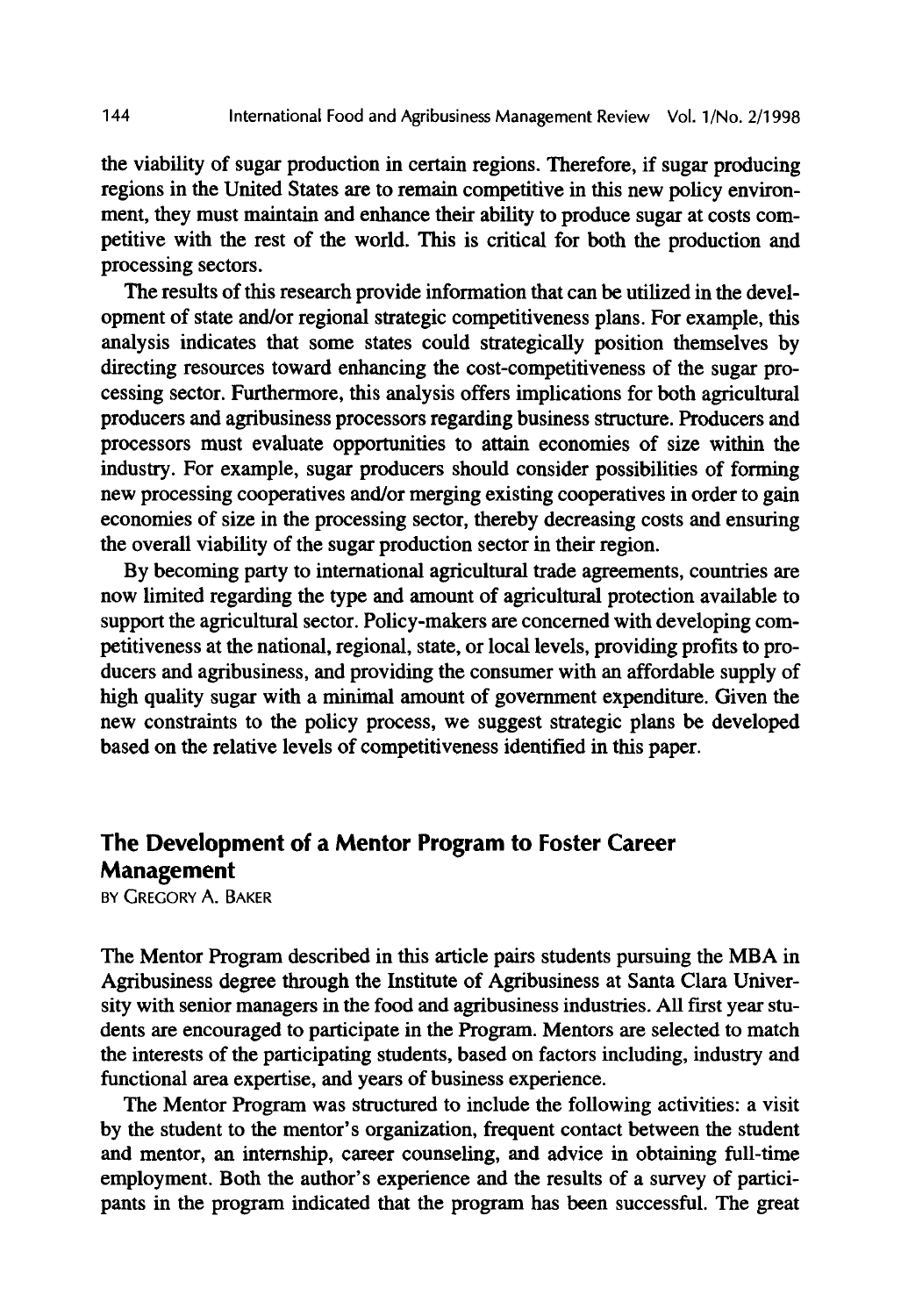the viability of sugar production in certain regions. Therefore, if sugar producing regions in the United States are to remain competitive in this new policy environment, they must maintain and enhance their ability to produce sugar at costs competitive with the rest of the world. This is critical for both the production and processing sectors.

The results of this research provide information that can be utilized in the development of state and/or regional strategic competitiveness plans. For example, this analysis indicates that some states could strategically position themselves by directing resources toward enhancing the cost-competitiveness of the sugar processing sector. Furthermore, this analysis offers implications for both agricultural producers and agribusiness processors regarding business structure. Producers and processors must evaluate opportunities to attain economies of size within the industry. For example, sugar producers should consider possibilities of forming new processing cooperatives and/or merging existing cooperatives in order to gain economies of size in the processing sector, thereby decreasing costs and ensuring the overall viability of the sugar production sector in their region.

By becoming party to international agricultural trade agreements, countries are now limited regarding the type and amount of agricultural protection available to support the agricultural sector. Policy-makers are concerned with developing competitiveness at the national, regional, state, or local levels, providing profits to producers and agribusiness, and providing the consumer with an affordable supply of high quality sugar with a minimal amount of government expenditure. Given the new constraints to the policy process, we suggest strategic plans be developed based on the relative levels of competitiveness identified in this paper.

## The Development of a Mentor Program to Foster Career Management

BY GREGORY A. BAKER

The Mentor Program described in this article pairs students pursuing the MBA in Agribusiness degree through the Institute of Agribusiness at Santa Clara University with senior managers in the food and agribusiness industries. All first year students are encouraged to participate in the Program. Mentors are selected to match the interests of the participating students, based on factors including, industry and functional area expertise, and years of business experience.

The Mentor Program was structured to include the following activities: a visit by the student to the mentor's organization, frequent contact between the student and mentor, an internship, career counseling, and advice in obtaining full-time employment. Both the author's experience and the results of a survey of participants in the program indicated that the program has been successful. The great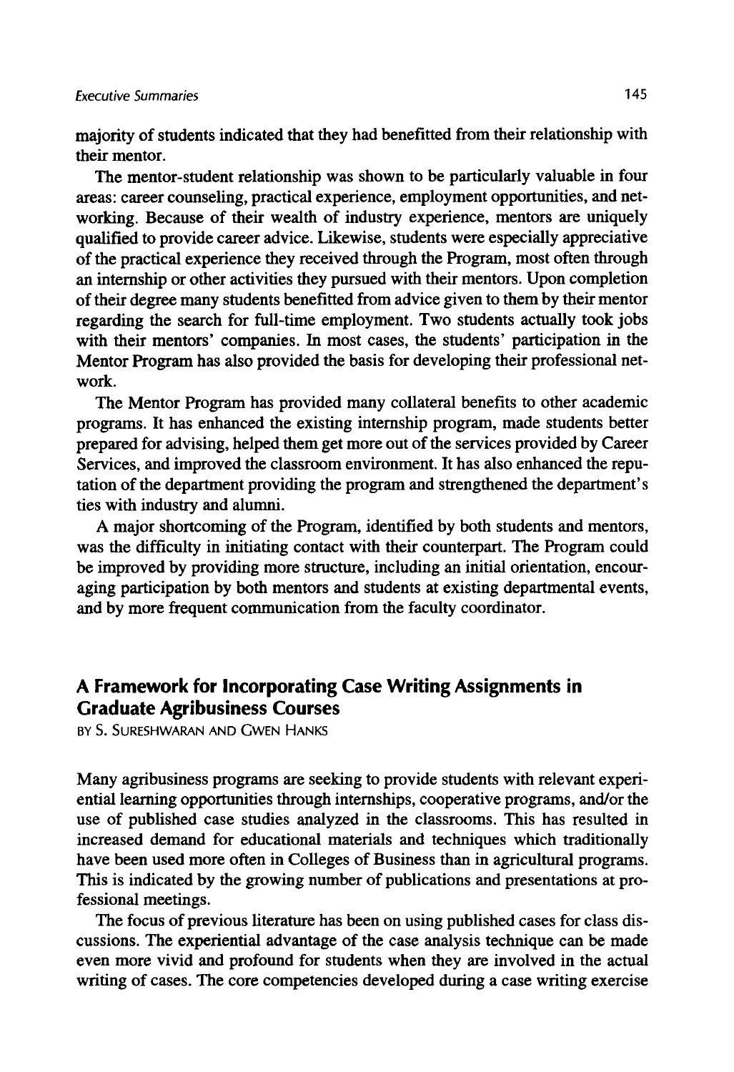majority of students indicated that they had benefitted from their relationship with their mentor.

The mentor-student relationship was shown to be particularly valuable in four areas: career counseling, practical experience, employment opportunities, and networking. Because of their wealth of industry experience, mentors are uniquely qualified to provide career advice. Likewise, students were especially appreciative of the practical experience they received through the Program, most often through an internship or other activities they pursued with their mentors. Upon completion of their degree many students benefitted from advice given to them by their mentor regarding the search for full-time employment. Two students actually took jobs with their mentors' companies. In most cases, the students' participation in the Mentor Program has also provided the basis for developing their professional network.

The Mentor Program has provided many collateral benefits to other academic programs. It has enhanced the existing internship program, made students better prepared for advising, helped them get more out of the services provided by Career Services, and improved the classroom environment. It has also enhanced the reputation of the department providing the program and strengthened the department's ties with industry and alumni.

A major shortcoming of the Program, identified by both students and mentors, was the difficulty in initiating contact with their counterpart. The Program could be improved by providing more structure, including an initial orientation, encouraging participation by both mentors and students at existing departmental events, and by more frequent communication from the faculty coordinator.

## A Framework for Incorporating Case Writing Assignments in Graduate Agribusiness Courses

BY S. SURESHWARAN AND GWEN HANKS

Many agribusiness programs are seeking to provide students with relevant experiential learning opportunities through internships, cooperative programs, and/or the use of published case studies analyzed in the classrooms. This has resulted in increased demand for educational materials and techniques which traditionally have been used more often in Colleges of Business than in agricultural programs. This is indicated by the growing number of publications and presentations at professional meetings.

The focus of previous literature has been on using published cases for class discussions. The experiential advantage of the case analysis technique can be made even more vivid and profound for students when they are involved in the actual writing of cases. The core competencies developed during a case writing exercise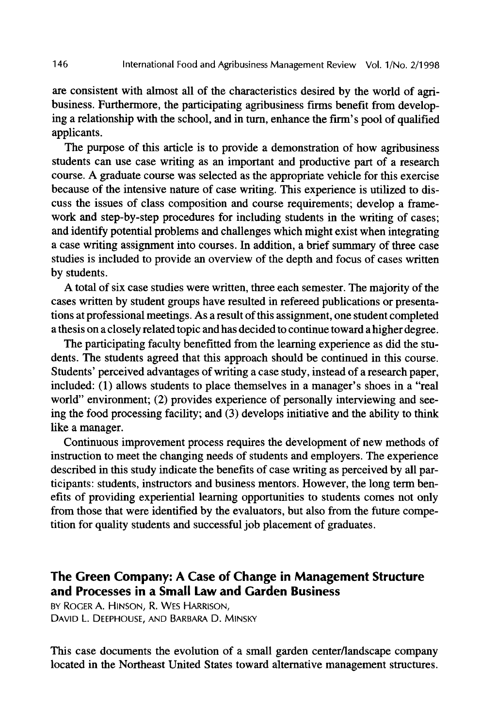are consistent with almost all of the characteristics desired by the world of agribusiness. Furthermore, the participating agribusiness firms benefit from developing a relationship with the school, and in turn, enhance the firm's pool of qualified applicants.

The purpose of this article is to provide a demonstration of how agribusiness students can use case writing as an important and productive part of a research course. A graduate course was selected as the appropriate vehicle for this exercise because of the intensive nature of case writing. This experience is utilized to discuss the issues of class composition and course requirements; develop a framework and step-by-step procedures for including students in the writing of cases; and identify potential problems and challenges which might exist when integrating a case writing assignment into courses. In addition, a brief summary of three case studies is included to provide an overview of the depth and focus of cases written by students.

A total of six case studies were written, three each semester. The majority of the cases written by student groups have resulted in refereed publications or presentations at professional meetings. As a result of this assignment, one student completed a thesis on a closely related topic and has decided to continue toward a higher degree.

The participating faculty benefitted from the learning experience as did the students. The students agreed that this approach should be continued in this course. Students' perceived advantages of writing a case study, instead of a research paper, included: (1) allows students to place themselves in a manager's shoes in a "real world" environment; (2) provides experience of personally interviewing and seeing the food processing facility; and (3) develops initiative and the ability to think like a manager.

Continuous improvement process requires the development of new methods of instruction to meet the changing needs of students and employers. The experience described in this study indicate the benefits of case writing as perceived by all participants: students, instructors and business mentors. However, the long term benefits of providing experiential learning opportunities to students comes not only from those that were identified by the evaluators, but also from the future competition for quality students and successful job placement of graduates.

## The Green Company: A Case of Change in Management Structure and Processes in a Small Law and Garden Business

BY ROGER A. HINSON, R. WES HARRISON, DAVID L. DEEPHOUSE, AND BARBARA D. MINSKY

This case documents the evolution of a small garden center/landscape company located in the Northeast United States toward alternative management structures.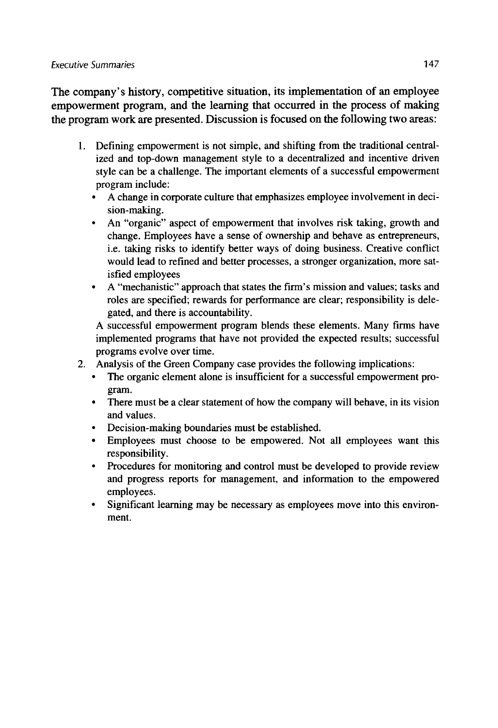**The company's history, competitive situation, its implementation of an employee empowerment program, and the learning that occurred in the process of making the program work are presented. Discussion is focused on the following two areas:**

1. Defining empowerment is not simple, and shifting from the traditional centralized and top-down management style to a decentralized and incentive driven style can be a challenge. The important elements of a successful empowerment program include:
   - A change in corporate culture that emphasizes employee involvement in decision-making.
   - An "organic" aspect of empowerment that involves risk taking, growth and change. Employees have a sense of ownership and behave as entrepreneurs, i.e. taking risks to identify better ways of doing business. Creative conflict would lead to refined and better processes, a stronger organization, more satisfied employees
   - A "mechanistic" approach that states the firm's mission and values; tasks and roles are specified; rewards for performance are clear; responsibility is delegated, and there is accountability.

   A successful empowerment program blends these elements. Many firms have implemented programs that have not provided the expected results; successful programs evolve over time.
2. Analysis of the Green Company case provides the following implications:
   - The organic element alone is insufficient for a successful empowerment program.
   - There must be a clear statement of how the company will behave, in its vision and values.
   - Decision-making boundaries must be established.
   - Employees must choose to be empowered. Not all employees want this responsibility.
   - Procedures for monitoring and control must be developed to provide review and progress reports for management, and information to the empowered employees.
   - Significant learning may be necessary as employees move into this environment.